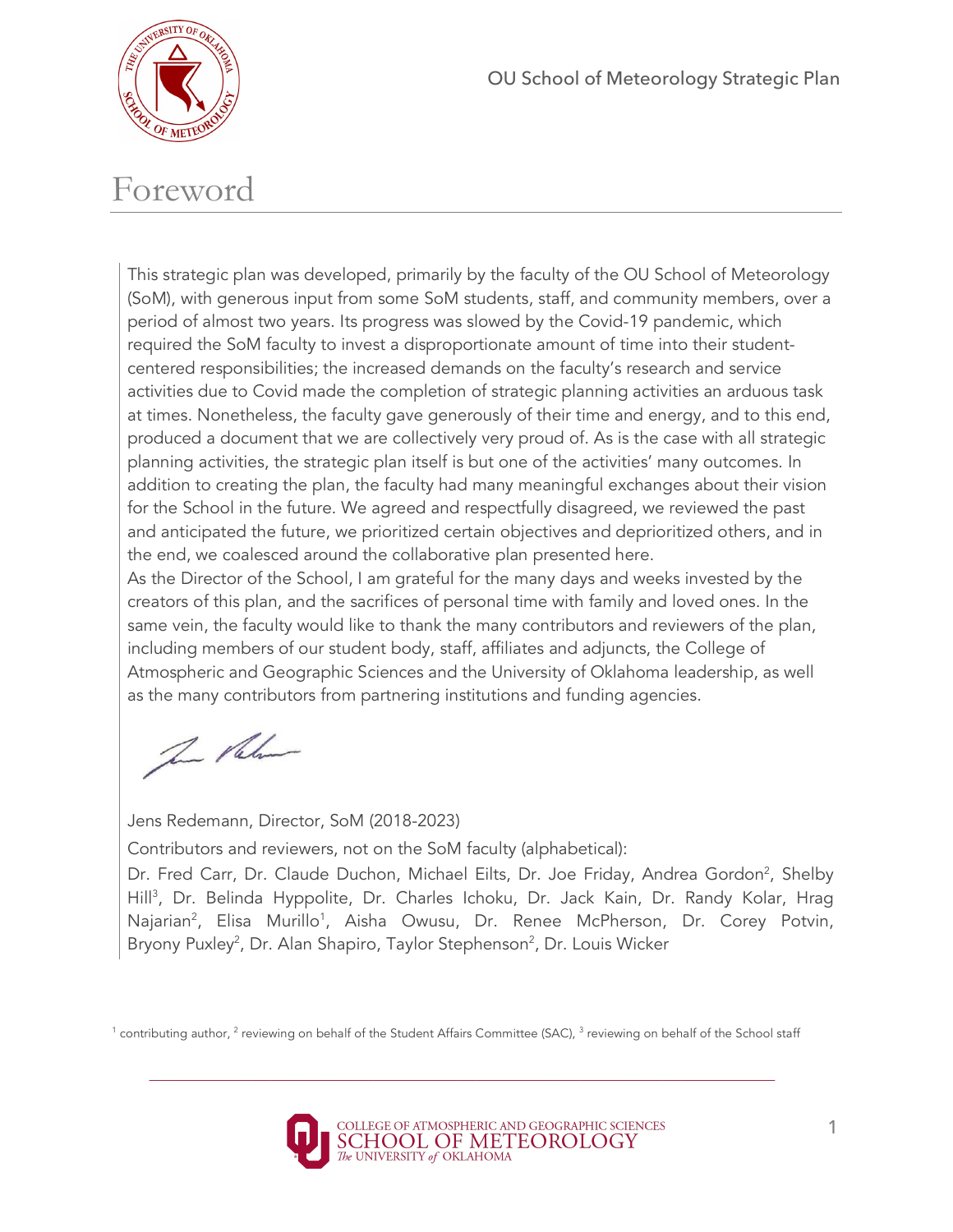# Foreword

This strategic plan was developed, primarily by the faculty of the OU School of Meteorology (SoM), with generous input from some SoM students, staff, and community members, over a period of almost two years. Its progress was slowed by the Covid-19 pandemic, which required the SoM faculty to invest a disproportionate amount of time into their student-centered responsibilities; the increased demands on the faculty's research and service activities due to Covid made the completion of strategic planning activities an arduous task at times. Nonetheless, the faculty gave generously of their time and energy, and to this end, produced a document that we are collectively very proud of. As is the case with all strategic planning activities, the strategic plan itself is but one of the activities' many outcomes. In addition to creating the plan, the faculty had many meaningful exchanges about their vision for the School in the future. We agreed and respectfully disagreed, we reviewed the past and anticipated the future, we prioritized certain objectives and deprioritized others, and in the end, we coalesced around the collaborative plan presented here.

As the Director of the School, I am grateful for the many days and weeks invested by the creators of this plan, and the sacrifices of personal time with family and loved ones. In the same vein, the faculty would like to thank the many contributors and reviewers of the plan, including members of our student body, staff, affiliates and adjuncts, the College of Atmospheric and Geographic Sciences and the University of Oklahoma leadership, as well as the many contributors from partnering institutions and funding agencies.

Jens Redemann, Director, SoM (2018-2023)

Contributors and reviewers, not on the SoM faculty (alphabetical):

Dr. Fred Carr, Dr. Claude Duchon, Michael Eilts, Dr. Joe Friday, Andrea Gordon[2], Shelby Hill[3], Dr. Belinda Hyppolite, Dr. Charles Ichoku, Dr. Jack Kain, Dr. Randy Kolar, Hrag Najarian[2], Elisa Murillo[1], Aisha Owusu, Dr. Renee McPherson, Dr. Corey Potvin, Bryony Puxley[2], Dr. Alan Shapiro, Taylor Stephenson[2], Dr. Louis Wicker

[1] contributing author, [2] reviewing on behalf of the Student Affairs Committee (SAC), [3] reviewing on behalf of the School staff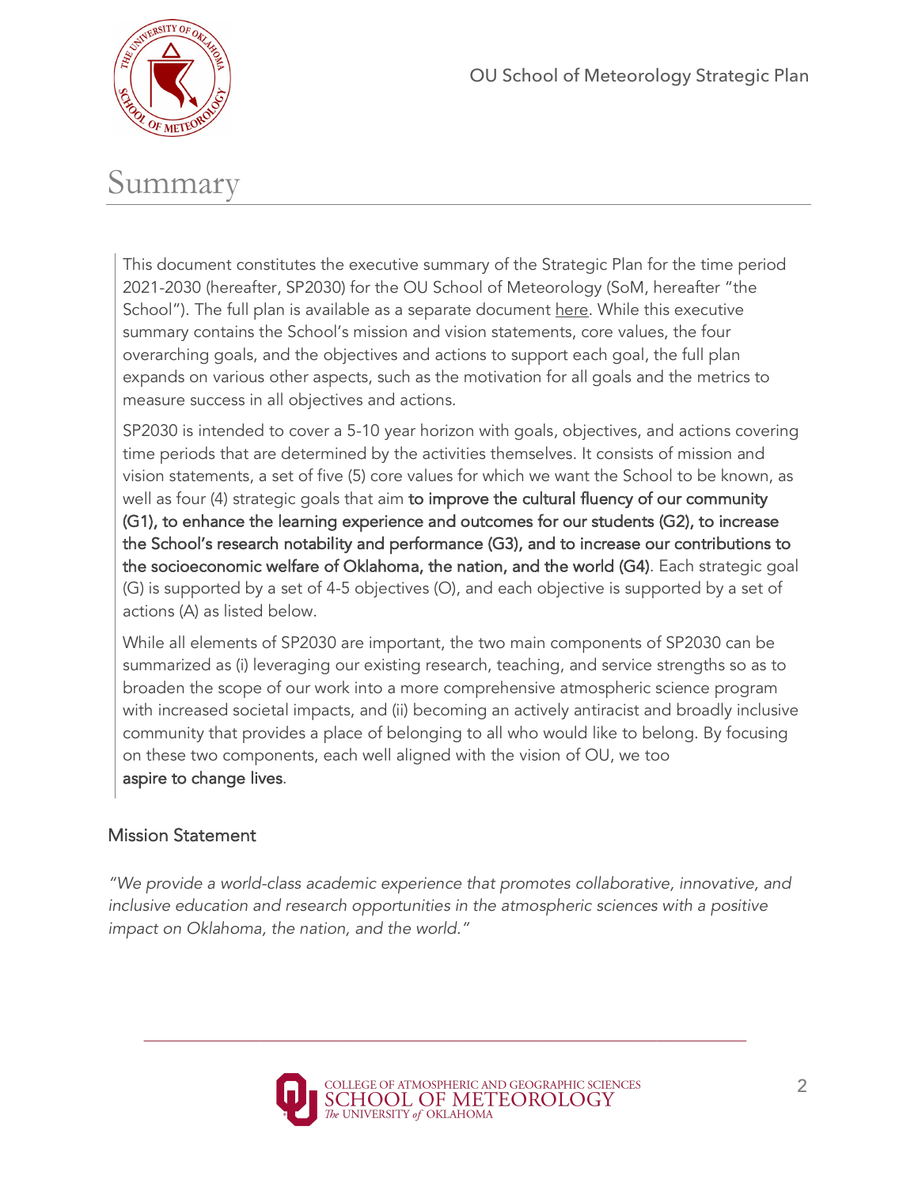# Summary

This document constitutes the executive summary of the Strategic Plan for the time period 2021-2030 (hereafter, SP2030) for the OU School of Meteorology (SoM, hereafter "the School"). The full plan is available as a separate document here. While this executive summary contains the School's mission and vision statements, core values, the four overarching goals, and the objectives and actions to support each goal, the full plan expands on various other aspects, such as the motivation for all goals and the metrics to measure success in all objectives and actions.

SP2030 is intended to cover a 5-10 year horizon with goals, objectives, and actions covering time periods that are determined by the activities themselves. It consists of mission and vision statements, a set of five (5) core values for which we want the School to be known, as well as four (4) strategic goals that aim **to improve the cultural fluency of our community (G1), to enhance the learning experience and outcomes for our students (G2), to increase the School's research notability and performance (G3), and to increase our contributions to the socioeconomic welfare of Oklahoma, the nation, and the world (G4)**. Each strategic goal (G) is supported by a set of 4-5 objectives (O), and each objective is supported by a set of actions (A) as listed below.

While all elements of SP2030 are important, the two main components of SP2030 can be summarized as (i) leveraging our existing research, teaching, and service strengths so as to broaden the scope of our work into a more comprehensive atmospheric science program with increased societal impacts, and (ii) becoming an actively antiracist and broadly inclusive community that provides a place of belonging to all who would like to belong. By focusing on these two components, each well aligned with the vision of OU, we too **aspire to change lives**.

## Mission Statement

*"We provide a world-class academic experience that promotes collaborative, innovative, and inclusive education and research opportunities in the atmospheric sciences with a positive impact on Oklahoma, the nation, and the world."*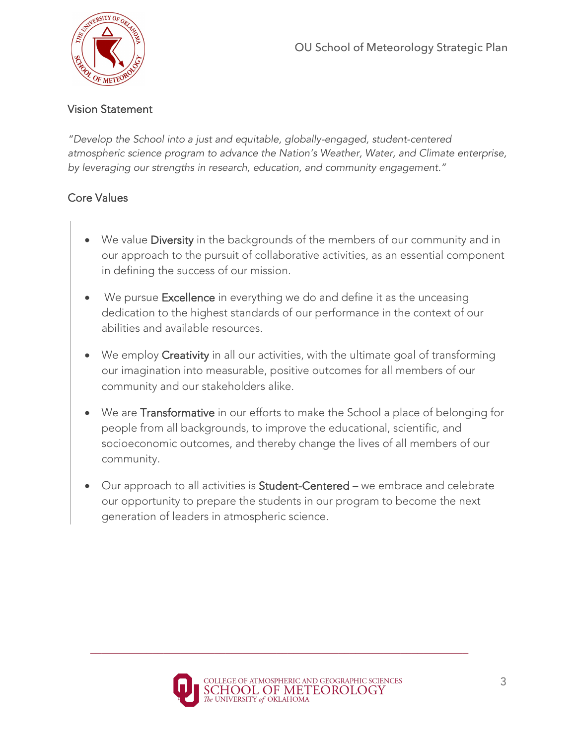## Vision Statement

*"Develop the School into a just and equitable, globally-engaged, student-centered atmospheric science program to advance the Nation's Weather, Water, and Climate enterprise, by leveraging our strengths in research, education, and community engagement."*

## Core Values

- We value Diversity in the backgrounds of the members of our community and in our approach to the pursuit of collaborative activities, as an essential component in defining the success of our mission.
- We pursue Excellence in everything we do and define it as the unceasing dedication to the highest standards of our performance in the context of our abilities and available resources.
- We employ Creativity in all our activities, with the ultimate goal of transforming our imagination into measurable, positive outcomes for all members of our community and our stakeholders alike.
- We are Transformative in our efforts to make the School a place of belonging for people from all backgrounds, to improve the educational, scientific, and socioeconomic outcomes, and thereby change the lives of all members of our community.
- Our approach to all activities is Student-Centered – we embrace and celebrate our opportunity to prepare the students in our program to become the next generation of leaders in atmospheric science.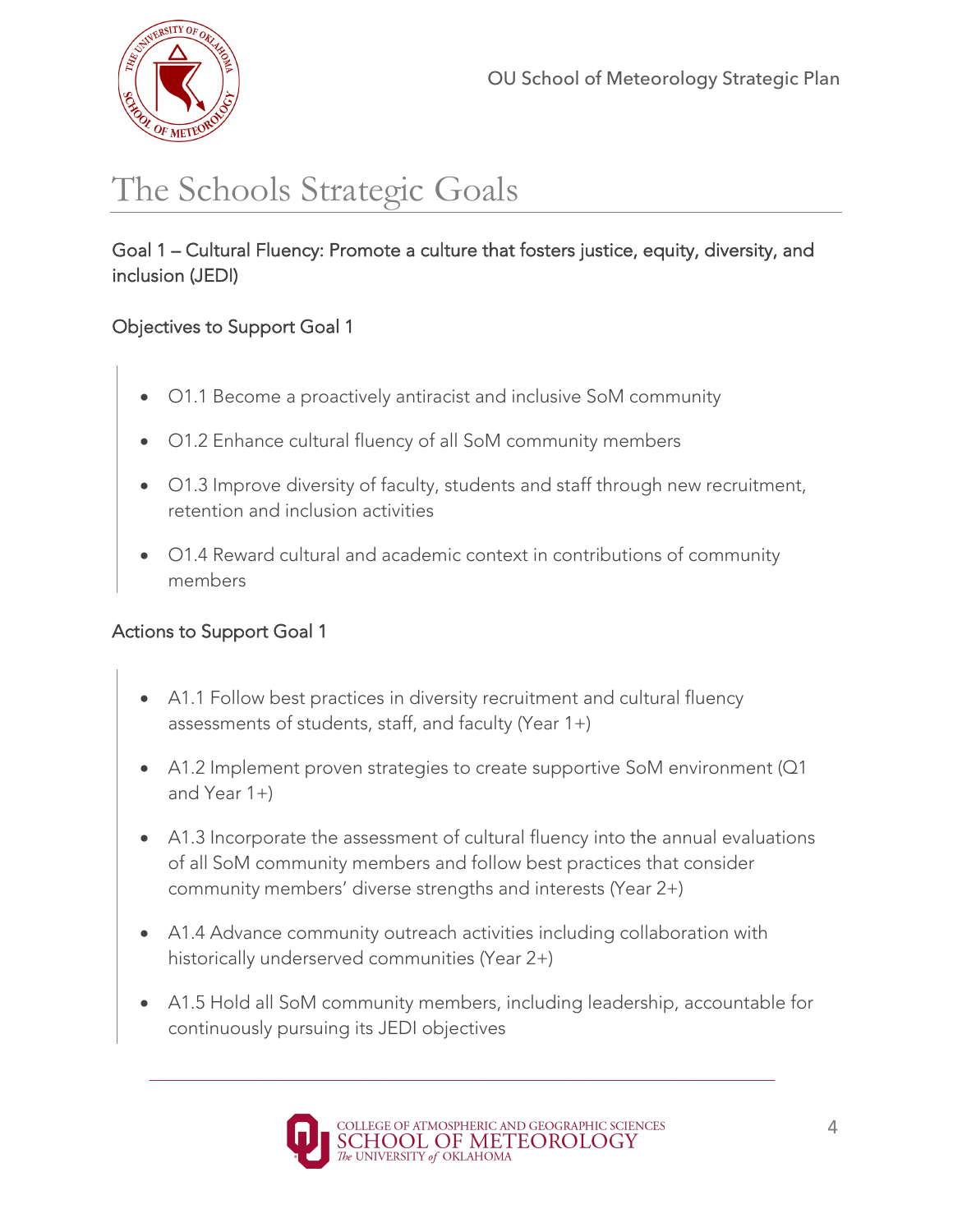# The Schools Strategic Goals

## Goal 1 – Cultural Fluency: Promote a culture that fosters justice, equity, diversity, and inclusion (JEDI)

### Objectives to Support Goal 1

- O1.1 Become a proactively antiracist and inclusive SoM community
- O1.2 Enhance cultural fluency of all SoM community members
- O1.3 Improve diversity of faculty, students and staff through new recruitment, retention and inclusion activities
- O1.4 Reward cultural and academic context in contributions of community members

### Actions to Support Goal 1

- A1.1 Follow best practices in diversity recruitment and cultural fluency assessments of students, staff, and faculty (Year 1+)
- A1.2 Implement proven strategies to create supportive SoM environment (Q1 and Year 1+)
- A1.3 Incorporate the assessment of cultural fluency into the annual evaluations of all SoM community members and follow best practices that consider community members' diverse strengths and interests (Year 2+)
- A1.4 Advance community outreach activities including collaboration with historically underserved communities (Year 2+)
- A1.5 Hold all SoM community members, including leadership, accountable for continuously pursuing its JEDI objectives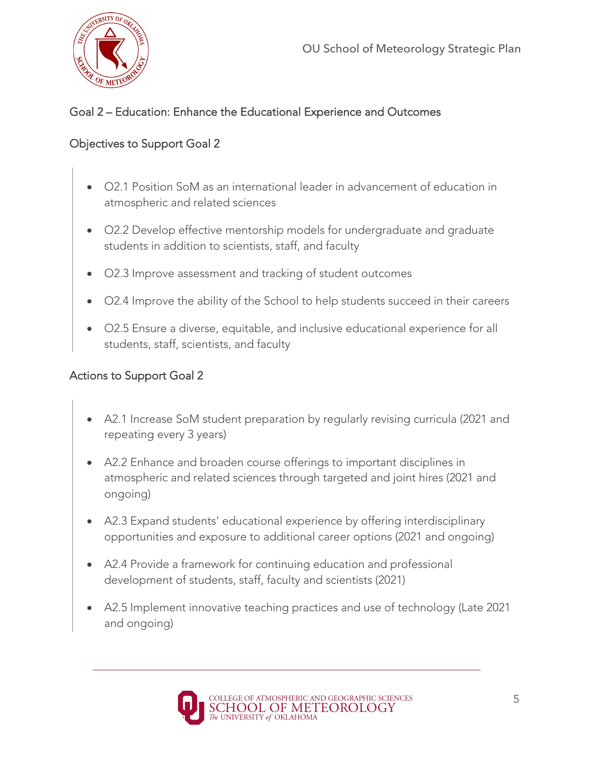## Goal 2 – Education: Enhance the Educational Experience and Outcomes

### Objectives to Support Goal 2

- O2.1 Position SoM as an international leader in advancement of education in atmospheric and related sciences
- O2.2 Develop effective mentorship models for undergraduate and graduate students in addition to scientists, staff, and faculty
- O2.3 Improve assessment and tracking of student outcomes
- O2.4 Improve the ability of the School to help students succeed in their careers
- O2.5 Ensure a diverse, equitable, and inclusive educational experience for all students, staff, scientists, and faculty

### Actions to Support Goal 2

- A2.1 Increase SoM student preparation by regularly revising curricula (2021 and repeating every 3 years)
- A2.2 Enhance and broaden course offerings to important disciplines in atmospheric and related sciences through targeted and joint hires (2021 and ongoing)
- A2.3 Expand students' educational experience by offering interdisciplinary opportunities and exposure to additional career options (2021 and ongoing)
- A2.4 Provide a framework for continuing education and professional development of students, staff, faculty and scientists (2021)
- A2.5 Implement innovative teaching practices and use of technology (Late 2021 and ongoing)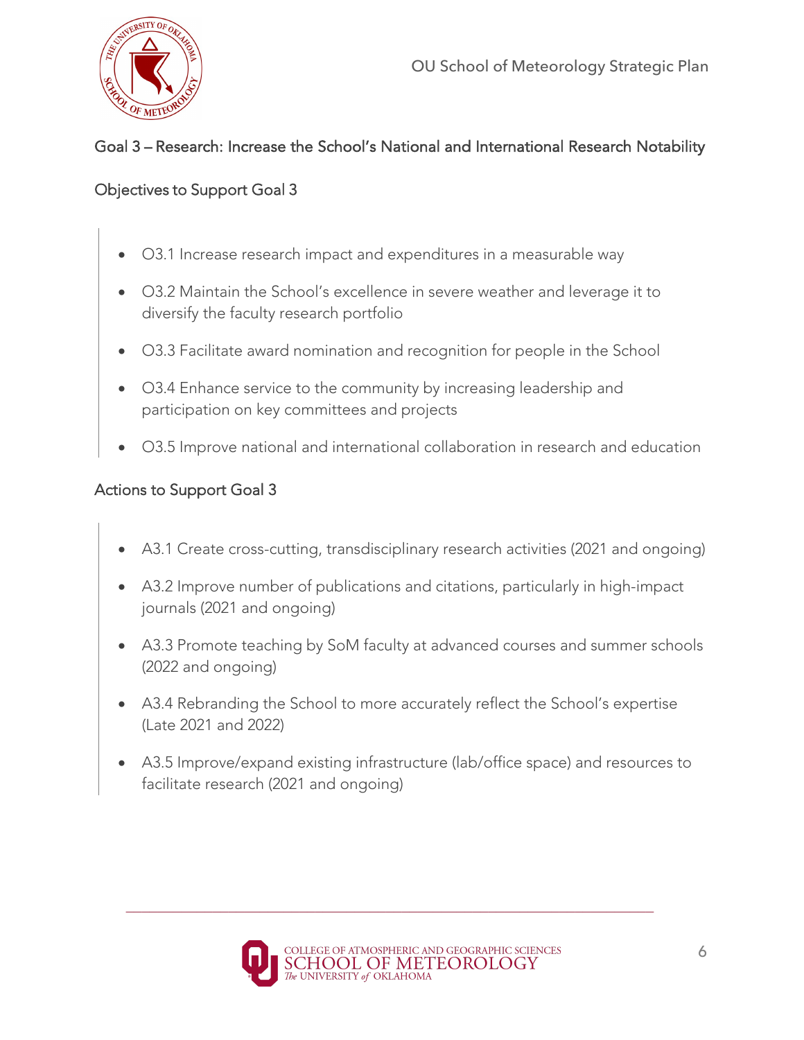## Goal 3 – Research: Increase the School's National and International Research Notability

### Objectives to Support Goal 3

- O3.1 Increase research impact and expenditures in a measurable way
- O3.2 Maintain the School's excellence in severe weather and leverage it to diversify the faculty research portfolio
- O3.3 Facilitate award nomination and recognition for people in the School
- O3.4 Enhance service to the community by increasing leadership and participation on key committees and projects
- O3.5 Improve national and international collaboration in research and education

### Actions to Support Goal 3

- A3.1 Create cross-cutting, transdisciplinary research activities (2021 and ongoing)
- A3.2 Improve number of publications and citations, particularly in high-impact journals (2021 and ongoing)
- A3.3 Promote teaching by SoM faculty at advanced courses and summer schools (2022 and ongoing)
- A3.4 Rebranding the School to more accurately reflect the School's expertise (Late 2021 and 2022)
- A3.5 Improve/expand existing infrastructure (lab/office space) and resources to facilitate research (2021 and ongoing)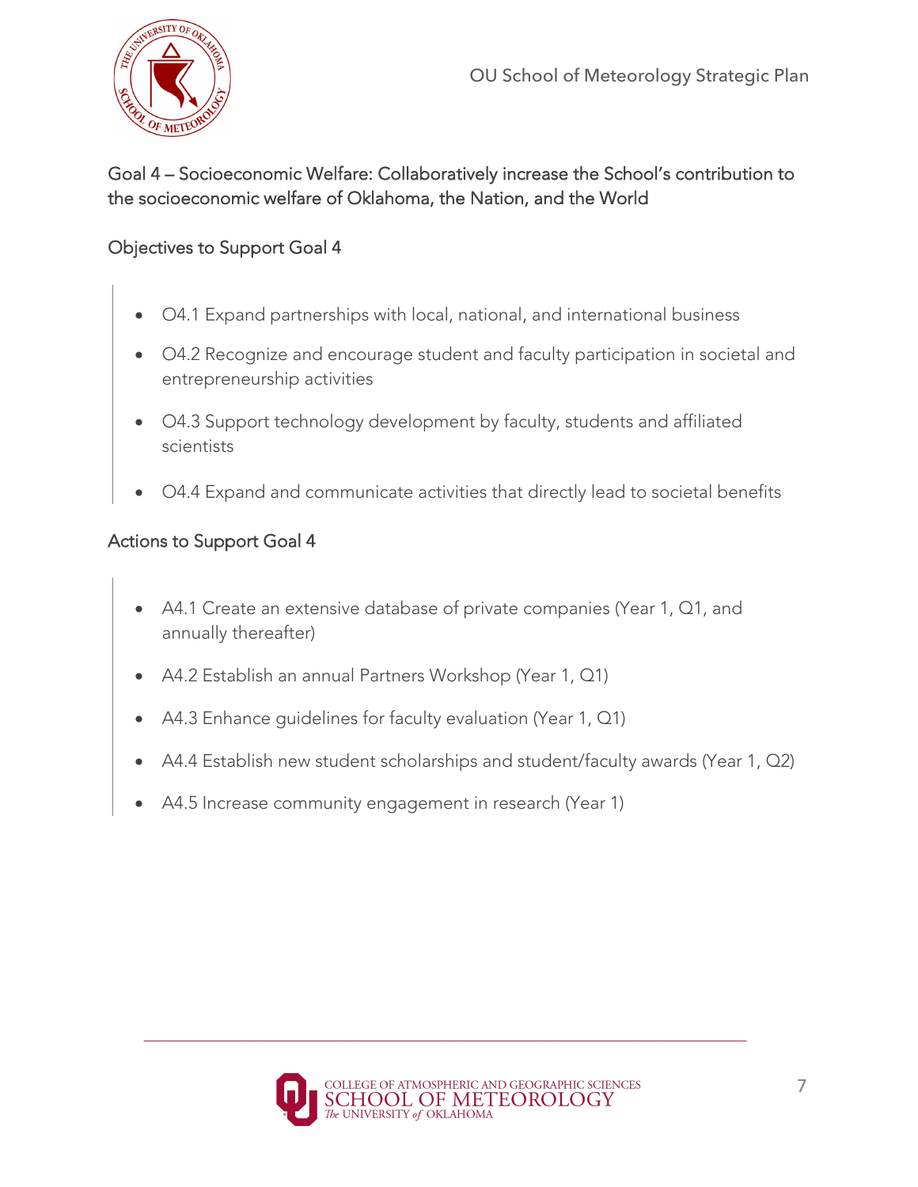## Goal 4 – Socioeconomic Welfare: Collaboratively increase the School's contribution to the socioeconomic welfare of Oklahoma, the Nation, and the World

### Objectives to Support Goal 4

- O4.1 Expand partnerships with local, national, and international business
- O4.2 Recognize and encourage student and faculty participation in societal and entrepreneurship activities
- O4.3 Support technology development by faculty, students and affiliated scientists
- O4.4 Expand and communicate activities that directly lead to societal benefits

### Actions to Support Goal 4

- A4.1 Create an extensive database of private companies (Year 1, Q1, and annually thereafter)
- A4.2 Establish an annual Partners Workshop (Year 1, Q1)
- A4.3 Enhance guidelines for faculty evaluation (Year 1, Q1)
- A4.4 Establish new student scholarships and student/faculty awards (Year 1, Q2)
- A4.5 Increase community engagement in research (Year 1)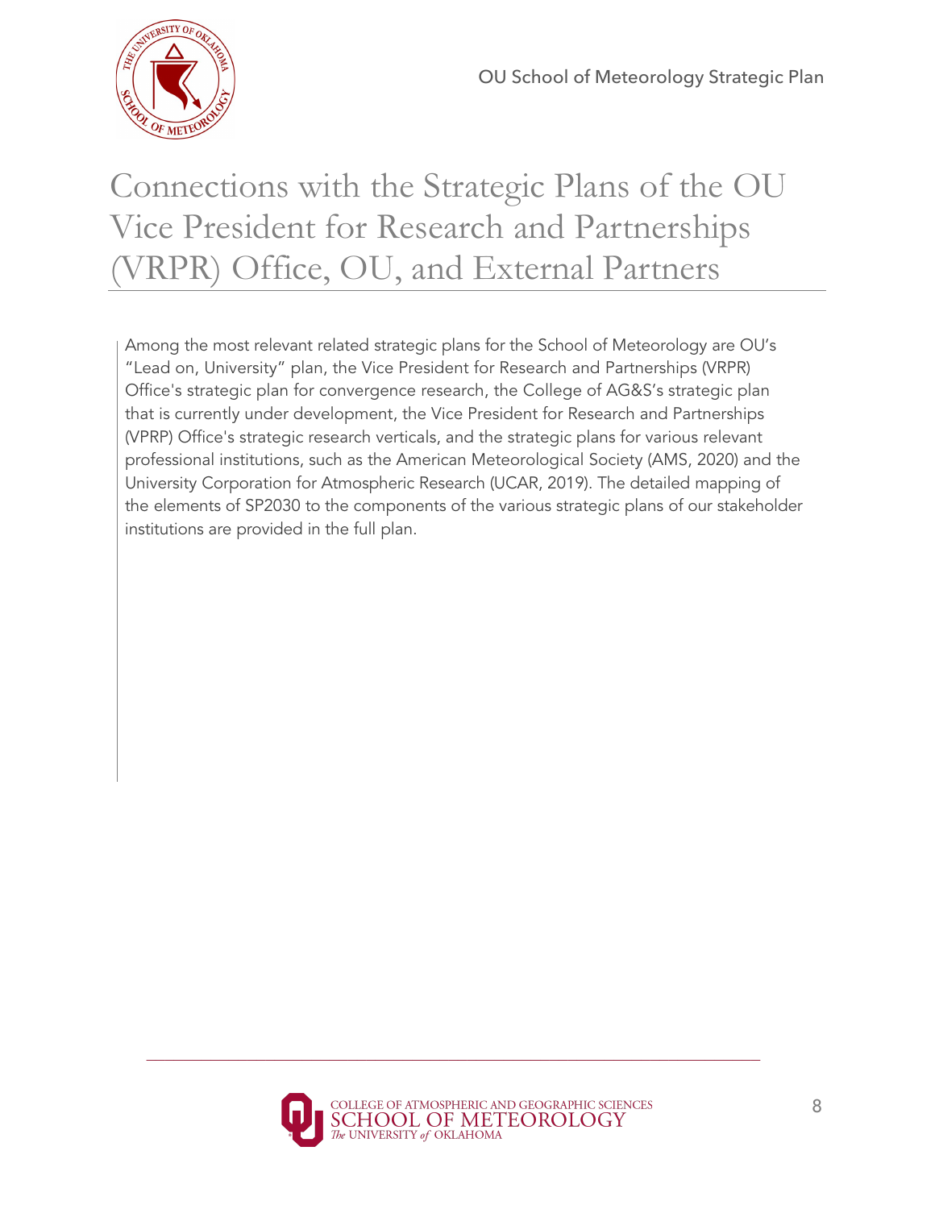# Connections with the Strategic Plans of the OU Vice President for Research and Partnerships (VRPR) Office, OU, and External Partners

Among the most relevant related strategic plans for the School of Meteorology are OU's "Lead on, University" plan, the Vice President for Research and Partnerships (VRPR) Office's strategic plan for convergence research, the College of AG&S's strategic plan that is currently under development, the Vice President for Research and Partnerships (VPRP) Office's strategic research verticals, and the strategic plans for various relevant professional institutions, such as the American Meteorological Society (AMS, 2020) and the University Corporation for Atmospheric Research (UCAR, 2019). The detailed mapping of the elements of SP2030 to the components of the various strategic plans of our stakeholder institutions are provided in the full plan.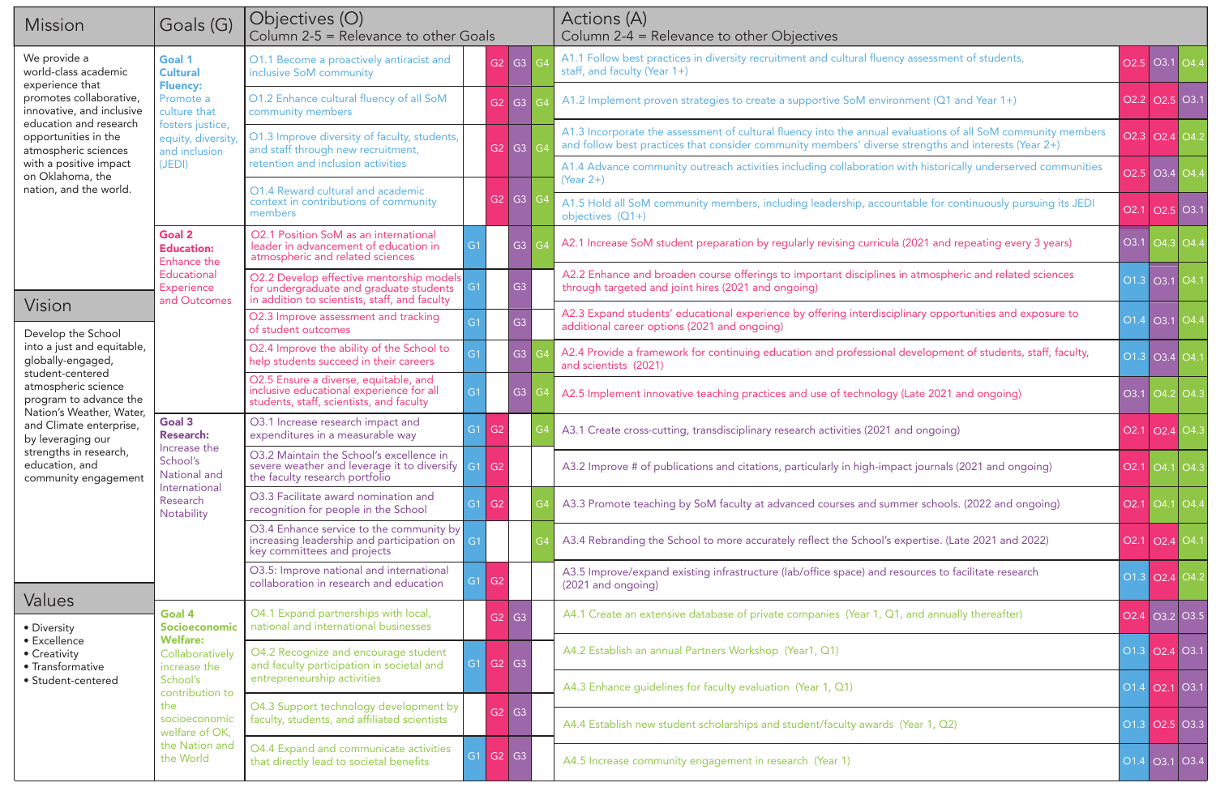| Mission | Goals (G) | Objectives (O) Column 2-5 = Relevance to other Goals | | | | | Actions (A) Column 2-4 = Relevance to other Objectives | | | |
|---|---|---|---|---|---|---|---|---|---|---|
| We provide a world-class academic experience that promotes collaborative, innovative, and inclusive education and research opportunities in the atmospheric sciences with a positive impact on Oklahoma, the nation, and the world. | **Goal 1 Cultural Fluency:** Promote a culture that fosters justice, equity, diversity, and inclusion (JEDI) | O1.1 Become a proactively antiracist and inclusive SoM community | | G2 | G3 | G4 | A1.1 Follow best practices in diversity recruitment and cultural fluency assessment of students, staff, and faculty (Year 1+) | O2.5 | O3.1 | O4.4 |
| | | O1.2 Enhance cultural fluency of all SoM community members | | G2 | G3 | G4 | A1.2 Implement proven strategies to create a supportive SoM environment (Q1 and Year 1+) | O2.2 | O2.5 | O3.1 |
| | | O1.3 Improve diversity of faculty, students, and staff through new recruitment, retention and inclusion activities | | G2 | G3 | G4 | A1.3 Incorporate the assessment of cultural fluency into the annual evaluations of all SoM community members and follow best practices that consider community members' diverse strengths and interests (Year 2+) | O2.3 | O2.4 | O4.2 |
| | | | | | | | A1.4 Advance community outreach activities including collaboration with historically underserved communities (Year 2+) | O2.5 | O3.4 | O4.4 |
| | | O1.4 Reward cultural and academic context in contributions of community members | | G2 | G3 | G4 | A1.5 Hold all SoM community members, including leadership, accountable for continuously pursuing its JEDI objectives (Q1+) | O2.1 | O2.5 | O3.1 |
| | **Goal 2 Education:** Enhance the Educational Experience and Outcomes | O2.1 Position SoM as an international leader in advancement of education in atmospheric and related sciences | G1 | | G3 | G4 | A2.1 Increase SoM student preparation by regularly revising curricula (2021 and repeating every 3 years) | O3.1 | O4.3 | O4.4 |
| | | O2.2 Develop effective mentorship models for undergraduate and graduate students in addition to scientists, staff, and faculty | G1 | | G3 | | A2.2 Enhance and broaden course offerings to important disciplines in atmospheric and related sciences through targeted and joint hires (2021 and ongoing) | O1.3 | O3.1 | O4.1 |
| | | O2.3 Improve assessment and tracking of student outcomes | G1 | | G3 | | A2.3 Expand students' educational experience by offering interdisciplinary opportunities and exposure to additional career options (2021 and ongoing) | O1.4 | O3.1 | O4.4 |
| | | O2.4 Improve the ability of the School to help students succeed in their careers | G1 | | G3 | G4 | A2.4 Provide a framework for continuing education and professional development of students, staff, faculty, and scientists (2021) | O1.3 | O3.4 | O4.1 |
| | | O2.5 Ensure a diverse, equitable, and inclusive educational experience for all students, staff, scientists, and faculty | G1 | | G3 | G4 | A2.5 Implement innovative teaching practices and use of technology (Late 2021 and ongoing) | O3.1 | O4.2 | O4.3 |
| **Vision** | **Goal 3 Research:** Increase the School's National and International Research Notability | O3.1 Increase research impact and expenditures in a measurable way | G1 | G2 | | G4 | A3.1 Create cross-cutting, transdisciplinary research activities (2021 and ongoing) | O2.1 | O2.4 | O4.3 |
| Develop the School into a just and equitable, globally-engaged, student-centered atmospheric science program to advance the Nation's Weather, Water, and Climate enterprise, by leveraging our strengths in research, education, and community engagement | | O3.2 Maintain the School's excellence in severe weather and leverage it to diversify the faculty research portfolio | G1 | G2 | | | A3.2 Improve # of publications and citations, particularly in high-impact journals (2021 and ongoing) | O2.1 | O4.1 | O4.3 |
| | | O3.3 Facilitate award nomination and recognition for people in the School | G1 | G2 | | G4 | A3.3 Promote teaching by SoM faculty at advanced courses and summer schools. (2022 and ongoing) | O2.1 | O4.1 | O4.4 |
| | | O3.4 Enhance service to the community by increasing leadership and participation on key committees and projects | G1 | | | G4 | A3.4 Rebranding the School to more accurately reflect the School's expertise. (Late 2021 and 2022) | O2.1 | O2.4 | O4.1 |
| | | O3.5: Improve national and international collaboration in research and education | G1 | G2 | | | A3.5 Improve/expand existing infrastructure (lab/office space) and resources to facilitate research (2021 and ongoing) | O1.3 | O2.4 | O4.2 |
| **Values** | **Goal 4 Socioeconomic Welfare:** Collaboratively increase the School's contribution to the socioeconomic welfare of OK, the Nation and the World | O4.1 Expand partnerships with local, national and international businesses | | G2 | G3 | | A4.1 Create an extensive database of private companies (Year 1, Q1, and annually thereafter) | O2.4 | O3.2 | O3.5 |
| • Diversity<br>• Excellence<br>• Creativity<br>• Transformative<br>• Student-centered | | O4.2 Recognize and encourage student and faculty participation in societal and entrepreneurship activities | G1 | G2 | G3 | | A4.2 Establish an annual Partners Workshop (Year1, Q1) | O1.3 | O2.4 | O3.1 |
| | | | | | | | A4.3 Enhance guidelines for faculty evaluation (Year 1, Q1) | O1.4 | O2.1 | O3.1 |
| | | O4.3 Support technology development by faculty, students, and affiliated scientists | | G2 | G3 | | A4.4 Establish new student scholarships and student/faculty awards (Year 1, Q2) | O1.3 | O2.5 | O3.3 |
| | | O4.4 Expand and communicate activities that directly lead to societal benefits | G1 | G2 | G3 | | A4.5 Increase community engagement in research (Year 1) | O1.4 | O3.1 | O3.4 |